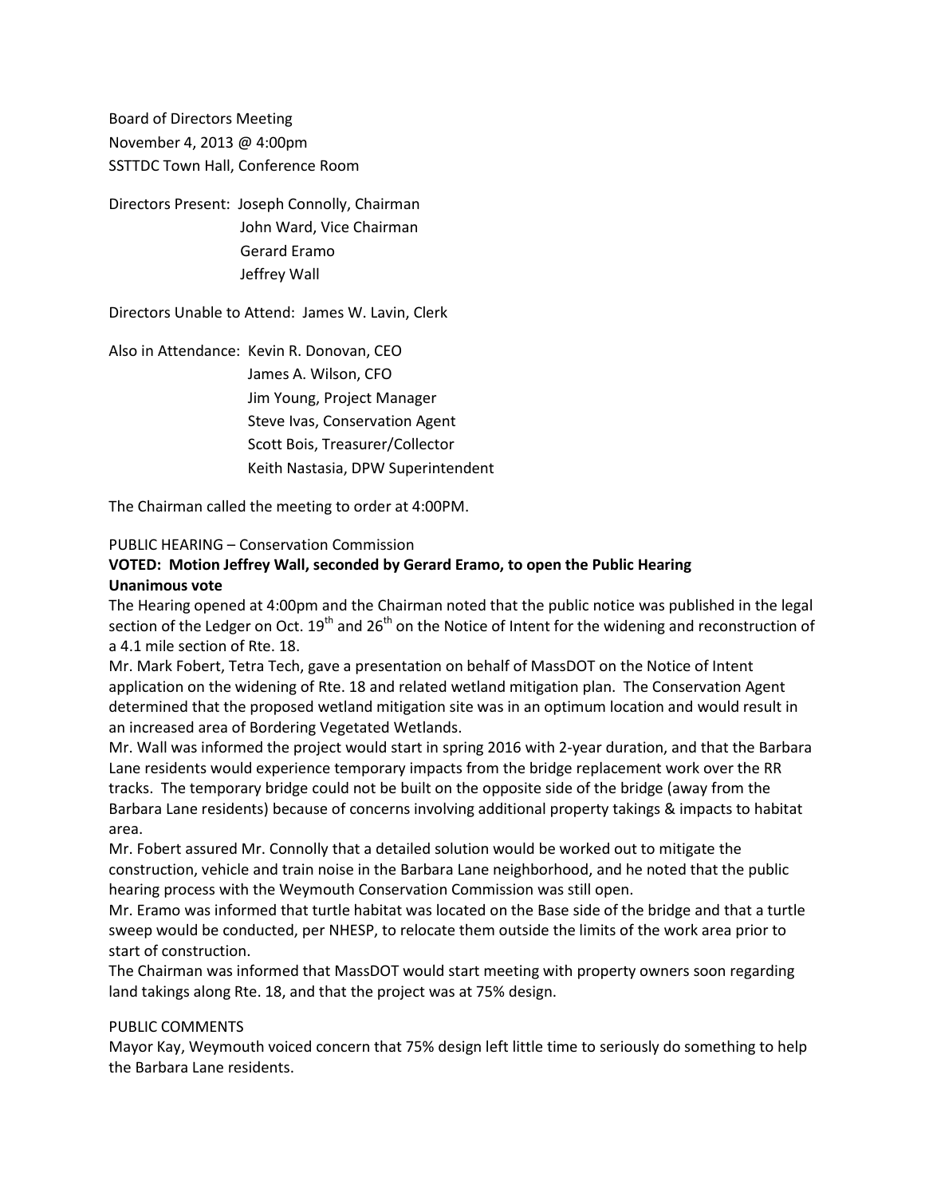Board of Directors Meeting
November 4, 2013 @ 4:00pm
SSTTDC Town Hall, Conference Room

Directors Present: Joseph Connolly, Chairman
John Ward, Vice Chairman
Gerard Eramo
Jeffrey Wall

Directors Unable to Attend: James W. Lavin, Clerk

Also in Attendance: Kevin R. Donovan, CEO
James A. Wilson, CFO
Jim Young, Project Manager
Steve Ivas, Conservation Agent
Scott Bois, Treasurer/Collector
Keith Nastasia, DPW Superintendent

The Chairman called the meeting to order at 4:00PM.

PUBLIC HEARING – Conservation Commission

**VOTED: Motion Jeffrey Wall, seconded by Gerard Eramo, to open the Public Hearing**
**Unanimous vote**

The Hearing opened at 4:00pm and the Chairman noted that the public notice was published in the legal section of the Ledger on Oct. 19th and 26th on the Notice of Intent for the widening and reconstruction of a 4.1 mile section of Rte. 18.

Mr. Mark Fobert, Tetra Tech, gave a presentation on behalf of MassDOT on the Notice of Intent application on the widening of Rte. 18 and related wetland mitigation plan. The Conservation Agent determined that the proposed wetland mitigation site was in an optimum location and would result in an increased area of Bordering Vegetated Wetlands.

Mr. Wall was informed the project would start in spring 2016 with 2-year duration, and that the Barbara Lane residents would experience temporary impacts from the bridge replacement work over the RR tracks. The temporary bridge could not be built on the opposite side of the bridge (away from the Barbara Lane residents) because of concerns involving additional property takings & impacts to habitat area.

Mr. Fobert assured Mr. Connolly that a detailed solution would be worked out to mitigate the construction, vehicle and train noise in the Barbara Lane neighborhood, and he noted that the public hearing process with the Weymouth Conservation Commission was still open.

Mr. Eramo was informed that turtle habitat was located on the Base side of the bridge and that a turtle sweep would be conducted, per NHESP, to relocate them outside the limits of the work area prior to start of construction.

The Chairman was informed that MassDOT would start meeting with property owners soon regarding land takings along Rte. 18, and that the project was at 75% design.

PUBLIC COMMENTS

Mayor Kay, Weymouth voiced concern that 75% design left little time to seriously do something to help the Barbara Lane residents.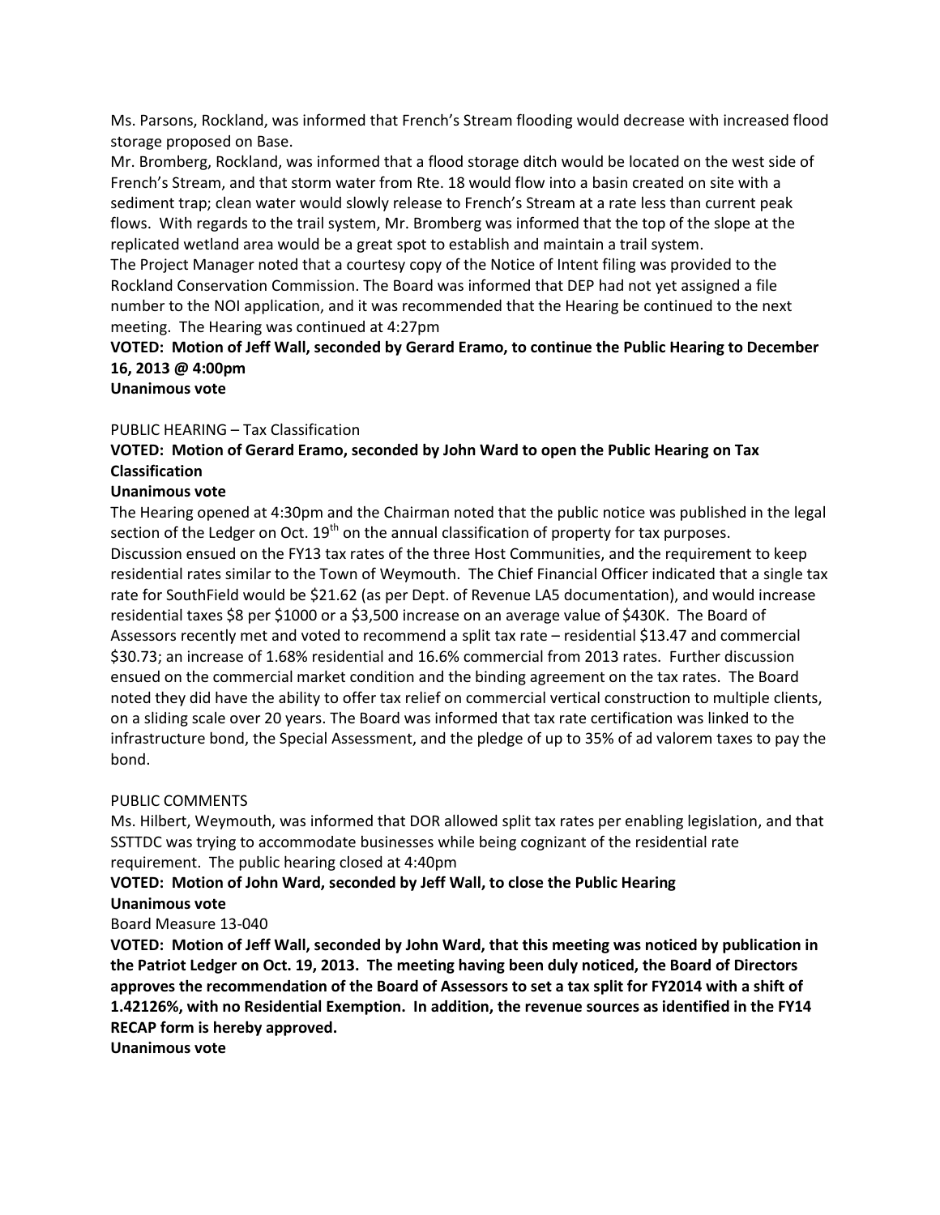Ms. Parsons, Rockland, was informed that French's Stream flooding would decrease with increased flood storage proposed on Base.

Mr. Bromberg, Rockland, was informed that a flood storage ditch would be located on the west side of French's Stream, and that storm water from Rte. 18 would flow into a basin created on site with a sediment trap; clean water would slowly release to French's Stream at a rate less than current peak flows. With regards to the trail system, Mr. Bromberg was informed that the top of the slope at the replicated wetland area would be a great spot to establish and maintain a trail system.

The Project Manager noted that a courtesy copy of the Notice of Intent filing was provided to the Rockland Conservation Commission. The Board was informed that DEP had not yet assigned a file number to the NOI application, and it was recommended that the Hearing be continued to the next meeting. The Hearing was continued at 4:27pm

**VOTED: Motion of Jeff Wall, seconded by Gerard Eramo, to continue the Public Hearing to December 16, 2013 @ 4:00pm**

**Unanimous vote**

PUBLIC HEARING – Tax Classification

**VOTED: Motion of Gerard Eramo, seconded by John Ward to open the Public Hearing on Tax Classification**

**Unanimous vote**

The Hearing opened at 4:30pm and the Chairman noted that the public notice was published in the legal section of the Ledger on Oct. 19th on the annual classification of property for tax purposes.

Discussion ensued on the FY13 tax rates of the three Host Communities, and the requirement to keep residential rates similar to the Town of Weymouth. The Chief Financial Officer indicated that a single tax rate for SouthField would be $21.62 (as per Dept. of Revenue LA5 documentation), and would increase residential taxes $8 per $1000 or a $3,500 increase on an average value of $430K. The Board of Assessors recently met and voted to recommend a split tax rate – residential $13.47 and commercial $30.73; an increase of 1.68% residential and 16.6% commercial from 2013 rates. Further discussion ensued on the commercial market condition and the binding agreement on the tax rates. The Board noted they did have the ability to offer tax relief on commercial vertical construction to multiple clients, on a sliding scale over 20 years. The Board was informed that tax rate certification was linked to the infrastructure bond, the Special Assessment, and the pledge of up to 35% of ad valorem taxes to pay the bond.

PUBLIC COMMENTS

Ms. Hilbert, Weymouth, was informed that DOR allowed split tax rates per enabling legislation, and that SSTTDC was trying to accommodate businesses while being cognizant of the residential rate requirement. The public hearing closed at 4:40pm

**VOTED: Motion of John Ward, seconded by Jeff Wall, to close the Public Hearing**

**Unanimous vote**

Board Measure 13-040

**VOTED: Motion of Jeff Wall, seconded by John Ward, that this meeting was noticed by publication in the Patriot Ledger on Oct. 19, 2013. The meeting having been duly noticed, the Board of Directors approves the recommendation of the Board of Assessors to set a tax split for FY2014 with a shift of 1.42126%, with no Residential Exemption. In addition, the revenue sources as identified in the FY14 RECAP form is hereby approved.**

**Unanimous vote**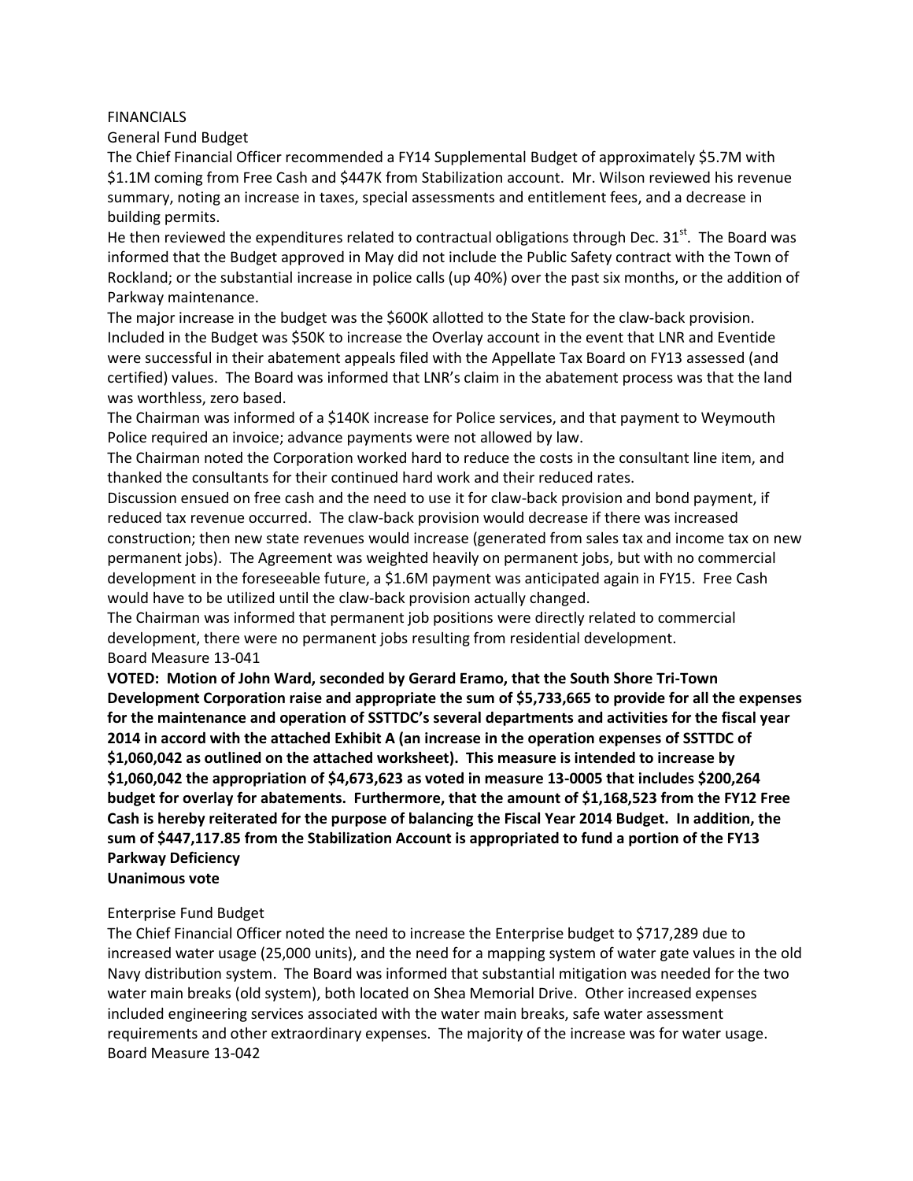FINANCIALS

General Fund Budget

The Chief Financial Officer recommended a FY14 Supplemental Budget of approximately $5.7M with $1.1M coming from Free Cash and $447K from Stabilization account. Mr. Wilson reviewed his revenue summary, noting an increase in taxes, special assessments and entitlement fees, and a decrease in building permits.

He then reviewed the expenditures related to contractual obligations through Dec. 31st. The Board was informed that the Budget approved in May did not include the Public Safety contract with the Town of Rockland; or the substantial increase in police calls (up 40%) over the past six months, or the addition of Parkway maintenance.

The major increase in the budget was the $600K allotted to the State for the claw-back provision. Included in the Budget was $50K to increase the Overlay account in the event that LNR and Eventide were successful in their abatement appeals filed with the Appellate Tax Board on FY13 assessed (and certified) values. The Board was informed that LNR's claim in the abatement process was that the land was worthless, zero based.

The Chairman was informed of a $140K increase for Police services, and that payment to Weymouth Police required an invoice; advance payments were not allowed by law.

The Chairman noted the Corporation worked hard to reduce the costs in the consultant line item, and thanked the consultants for their continued hard work and their reduced rates.

Discussion ensued on free cash and the need to use it for claw-back provision and bond payment, if reduced tax revenue occurred. The claw-back provision would decrease if there was increased construction; then new state revenues would increase (generated from sales tax and income tax on new permanent jobs). The Agreement was weighted heavily on permanent jobs, but with no commercial development in the foreseeable future, a $1.6M payment was anticipated again in FY15. Free Cash would have to be utilized until the claw-back provision actually changed.

The Chairman was informed that permanent job positions were directly related to commercial development, there were no permanent jobs resulting from residential development.

Board Measure 13-041

**VOTED: Motion of John Ward, seconded by Gerard Eramo, that the South Shore Tri-Town Development Corporation raise and appropriate the sum of $5,733,665 to provide for all the expenses for the maintenance and operation of SSTTDC's several departments and activities for the fiscal year 2014 in accord with the attached Exhibit A (an increase in the operation expenses of SSTTDC of $1,060,042 as outlined on the attached worksheet). This measure is intended to increase by $1,060,042 the appropriation of $4,673,623 as voted in measure 13-0005 that includes $200,264 budget for overlay for abatements. Furthermore, that the amount of $1,168,523 from the FY12 Free Cash is hereby reiterated for the purpose of balancing the Fiscal Year 2014 Budget. In addition, the sum of $447,117.85 from the Stabilization Account is appropriated to fund a portion of the FY13 Parkway Deficiency**

**Unanimous vote**

Enterprise Fund Budget

The Chief Financial Officer noted the need to increase the Enterprise budget to $717,289 due to increased water usage (25,000 units), and the need for a mapping system of water gate values in the old Navy distribution system. The Board was informed that substantial mitigation was needed for the two water main breaks (old system), both located on Shea Memorial Drive. Other increased expenses included engineering services associated with the water main breaks, safe water assessment requirements and other extraordinary expenses. The majority of the increase was for water usage.

Board Measure 13-042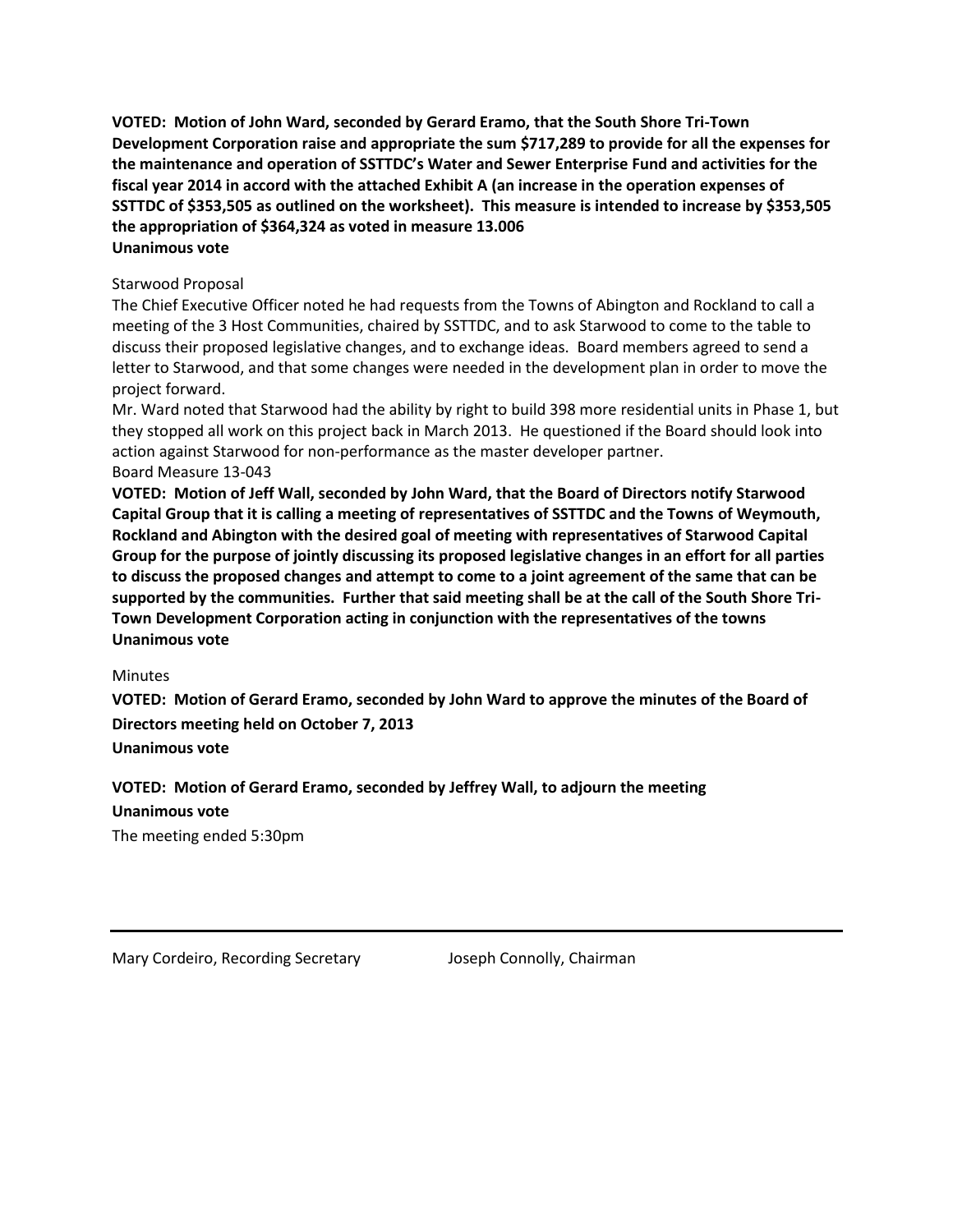**VOTED: Motion of John Ward, seconded by Gerard Eramo, that the South Shore Tri-Town Development Corporation raise and appropriate the sum $717,289 to provide for all the expenses for the maintenance and operation of SSTTDC's Water and Sewer Enterprise Fund and activities for the fiscal year 2014 in accord with the attached Exhibit A (an increase in the operation expenses of SSTTDC of $353,505 as outlined on the worksheet). This measure is intended to increase by $353,505 the appropriation of $364,324 as voted in measure 13.006**
**Unanimous vote**

Starwood Proposal

The Chief Executive Officer noted he had requests from the Towns of Abington and Rockland to call a meeting of the 3 Host Communities, chaired by SSTTDC, and to ask Starwood to come to the table to discuss their proposed legislative changes, and to exchange ideas. Board members agreed to send a letter to Starwood, and that some changes were needed in the development plan in order to move the project forward.

Mr. Ward noted that Starwood had the ability by right to build 398 more residential units in Phase 1, but they stopped all work on this project back in March 2013. He questioned if the Board should look into action against Starwood for non-performance as the master developer partner.

Board Measure 13-043

**VOTED: Motion of Jeff Wall, seconded by John Ward, that the Board of Directors notify Starwood Capital Group that it is calling a meeting of representatives of SSTTDC and the Towns of Weymouth, Rockland and Abington with the desired goal of meeting with representatives of Starwood Capital Group for the purpose of jointly discussing its proposed legislative changes in an effort for all parties to discuss the proposed changes and attempt to come to a joint agreement of the same that can be supported by the communities. Further that said meeting shall be at the call of the South Shore Tri-Town Development Corporation acting in conjunction with the representatives of the towns**
**Unanimous vote**

Minutes

**VOTED: Motion of Gerard Eramo, seconded by John Ward to approve the minutes of the Board of Directors meeting held on October 7, 2013**
**Unanimous vote**

**VOTED: Motion of Gerard Eramo, seconded by Jeffrey Wall, to adjourn the meeting**
**Unanimous vote**

The meeting ended 5:30pm

Mary Cordeiro, Recording Secretary          Joseph Connolly, Chairman